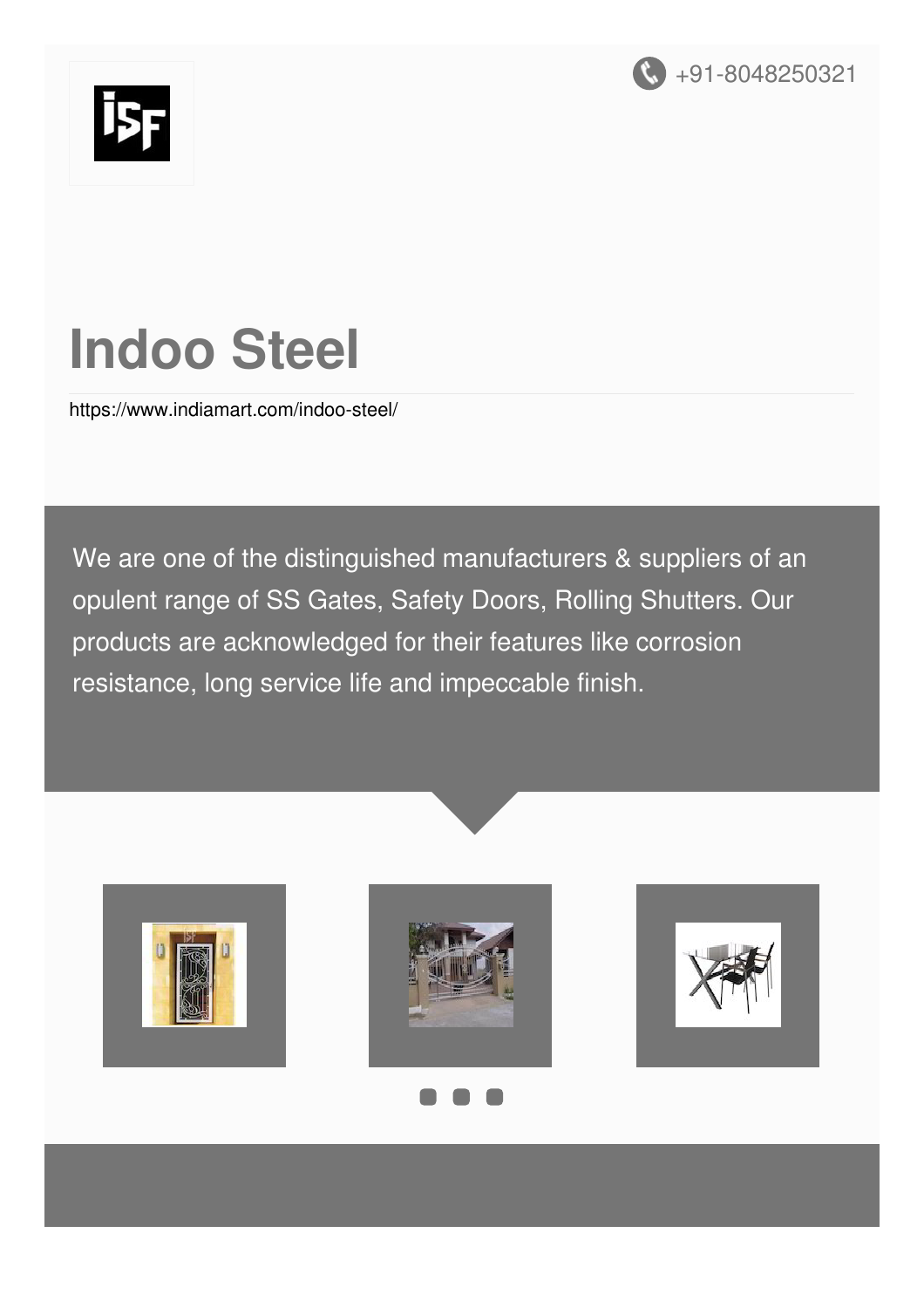+91-8048250321

# Indoo Steel

https://www.indiamart.com/indoo-steel/

We are one of the distinguished manufacturers & suppliers of an opulent range of SS Gates, Safety Doors, Rolling Shutters. Our products are acknowledged for their features like corrosion resistance, long service life and impeccable finish.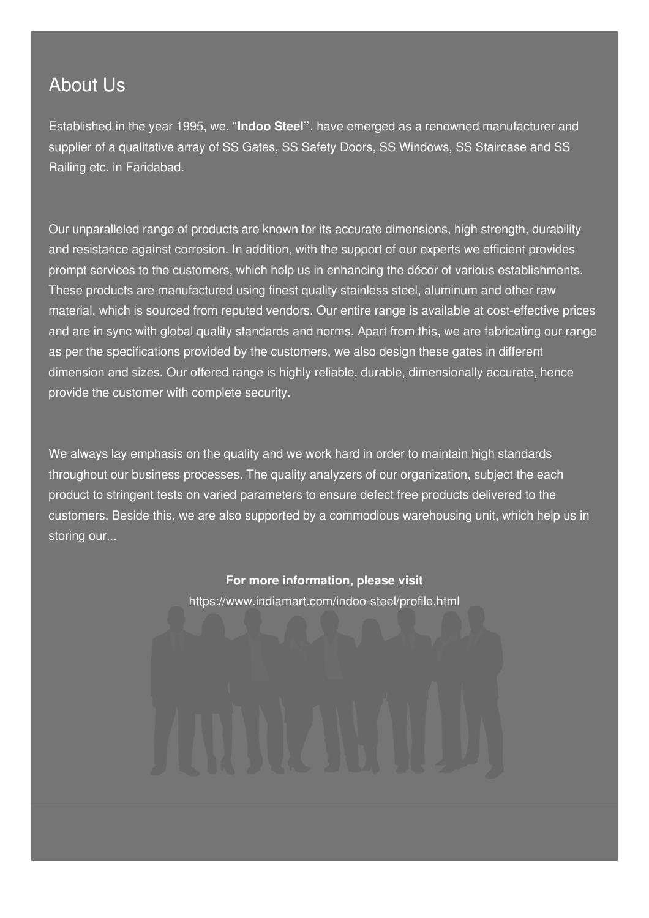## About Us

Established in the year 1995, we, "**Indoo Steel"**, have emerged as a renowned manufacturer and supplier of a qualitative array of SS Gates, SS Safety Doors, SS Windows, SS Staircase and SS Railing etc. in Faridabad.

Our unparalleled range of products are known for its accurate dimensions, high strength, durability and resistance against corrosion. In addition, with the support of our experts we efficient provides prompt services to the customers, which help us in enhancing the décor of various establishments. These products are manufactured using finest quality stainless steel, aluminum and other raw material, which is sourced from reputed vendors. Our entire range is available at cost-effective prices and are in sync with global quality standards and norms. Apart from this, we are fabricating our range as per the specifications provided by the customers, we also design these gates in different dimension and sizes. Our offered range is highly reliable, durable, dimensionally accurate, hence provide the customer with complete security.

We always lay emphasis on the quality and we work hard in order to maintain high standards throughout our business processes. The quality analyzers of our organization, subject the each product to stringent tests on varied parameters to ensure defect free products delivered to the customers. Beside this, we are also supported by a commodious warehousing unit, which help us in storing our...

**For more information, please visit**

https://www.indiamart.com/indoo-steel/profile.html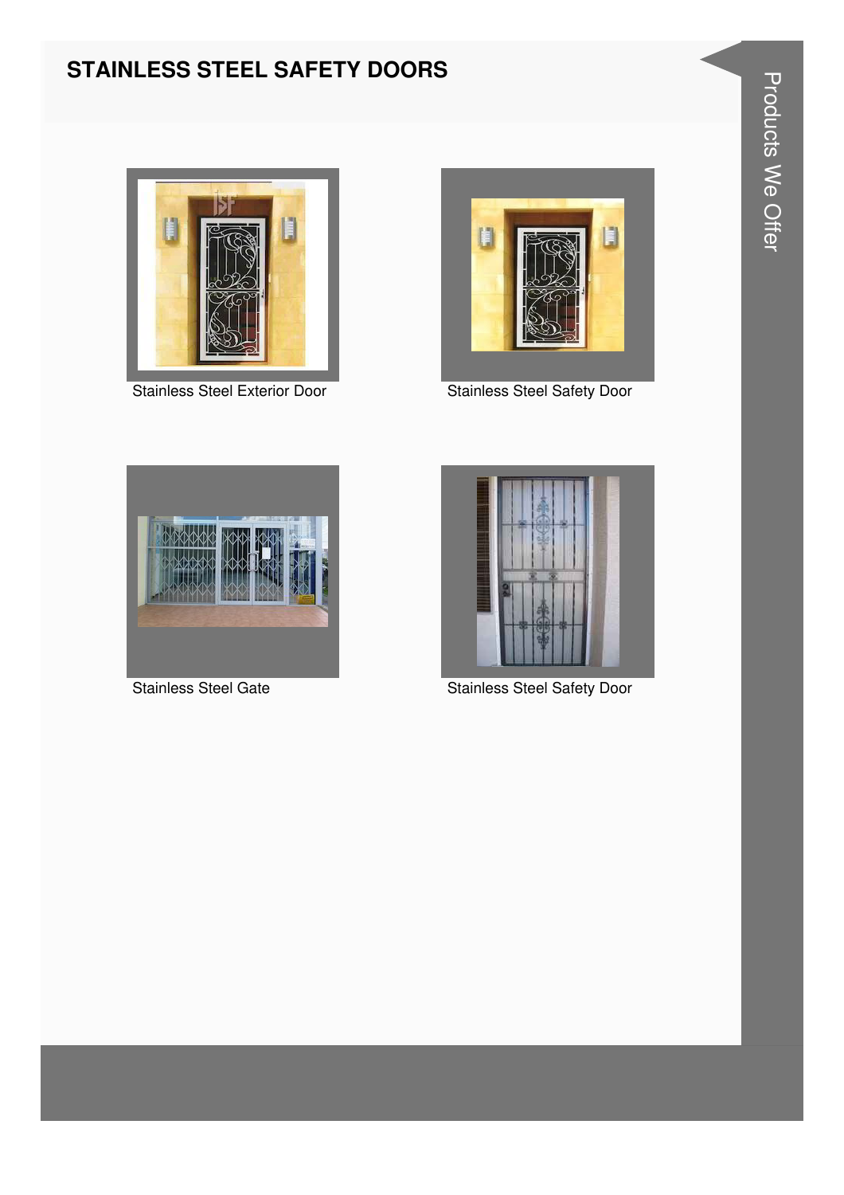## STAINLESS STEEL SAFETY DOORS

Stainless Steel Exterior Door

Stainless Steel Safety Door

Stainless Steel Gate

Stainless Steel Safety Door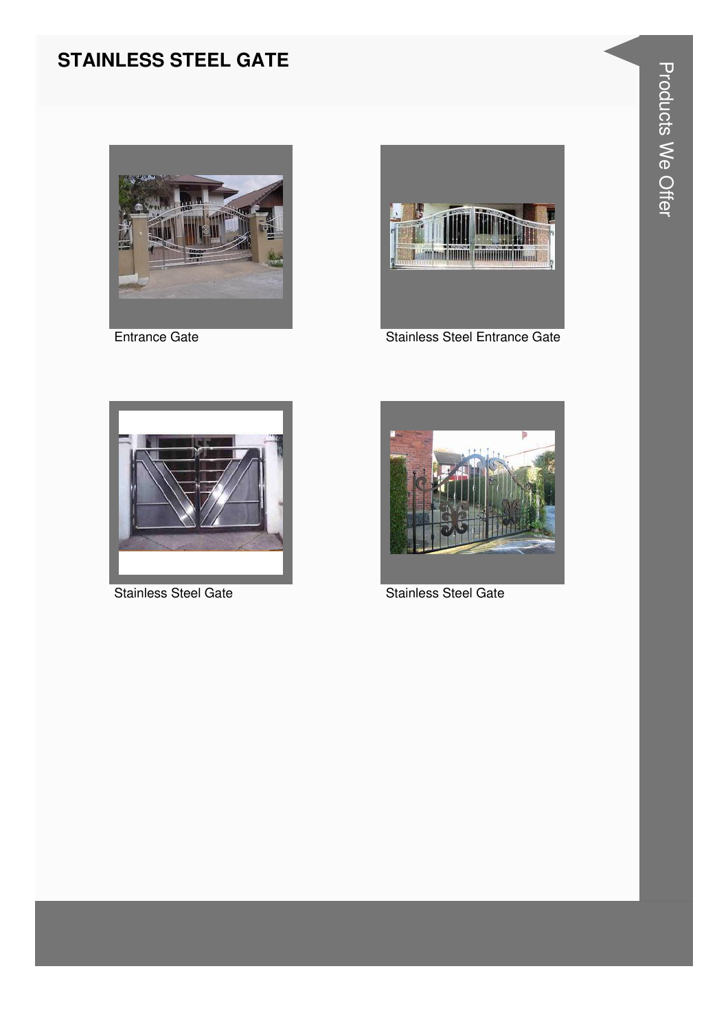# STAINLESS STEEL GATE

Entrance Gate

Stainless Steel Entrance Gate

Stainless Steel Gate

Stainless Steel Gate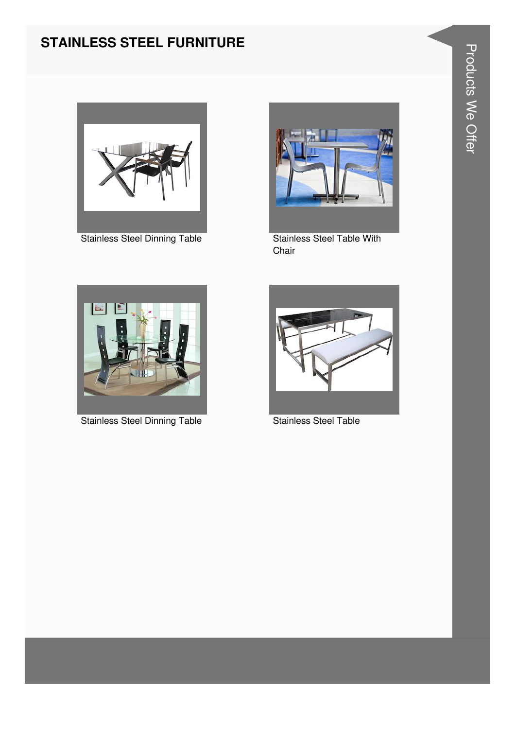## STAINLESS STEEL FURNITURE

Stainless Steel Dinning Table

Stainless Steel Table With Chair

Stainless Steel Dinning Table

Stainless Steel Table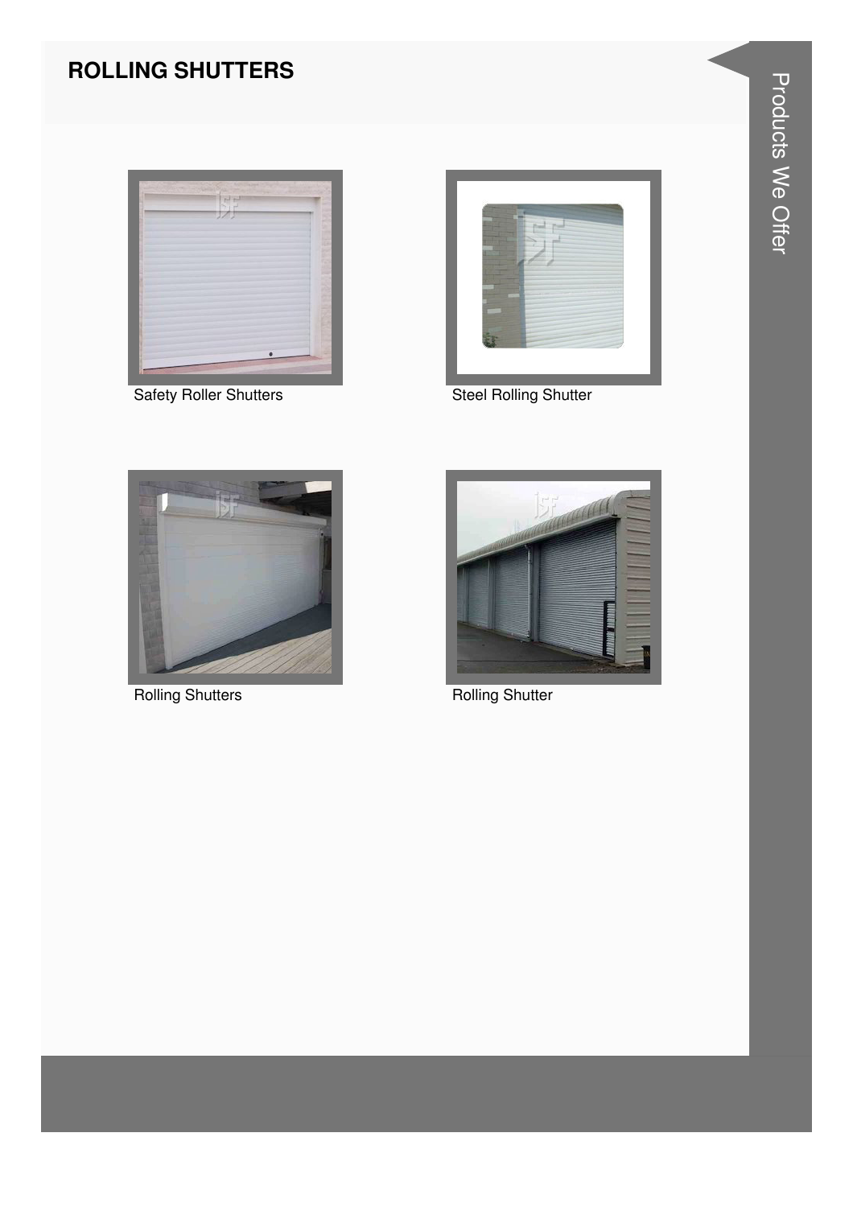# ROLLING SHUTTERS

Safety Roller Shutters

Steel Rolling Shutter

Rolling Shutters

Rolling Shutter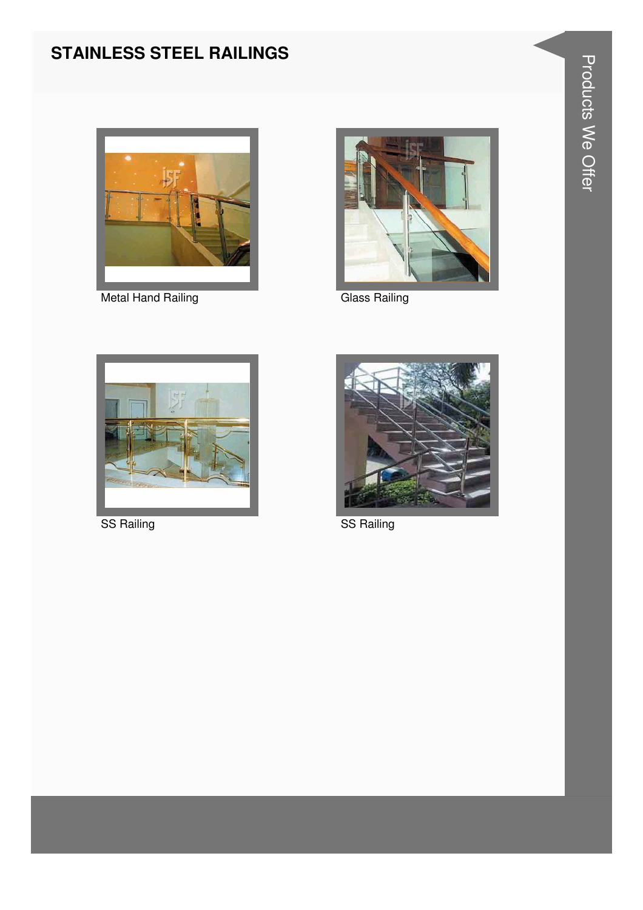## STAINLESS STEEL RAILINGS

Metal Hand Railing

Glass Railing

SS Railing

SS Railing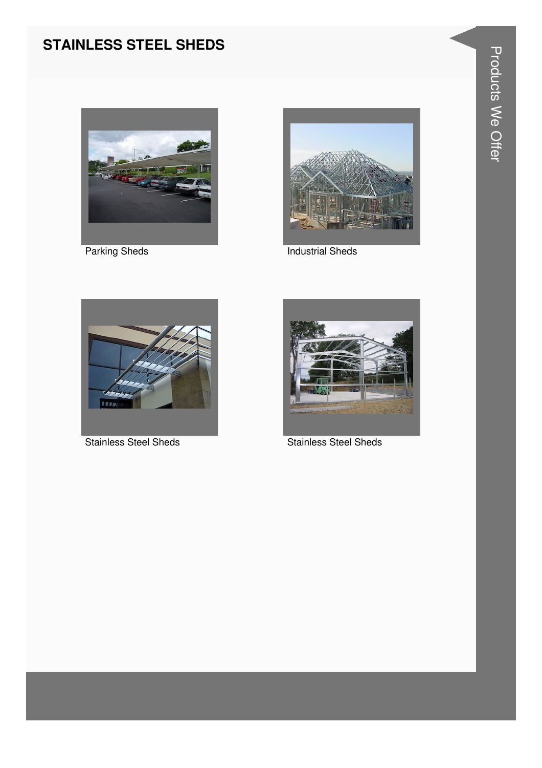# STAINLESS STEEL SHEDS

Parking Sheds

Industrial Sheds

Stainless Steel Sheds

Stainless Steel Sheds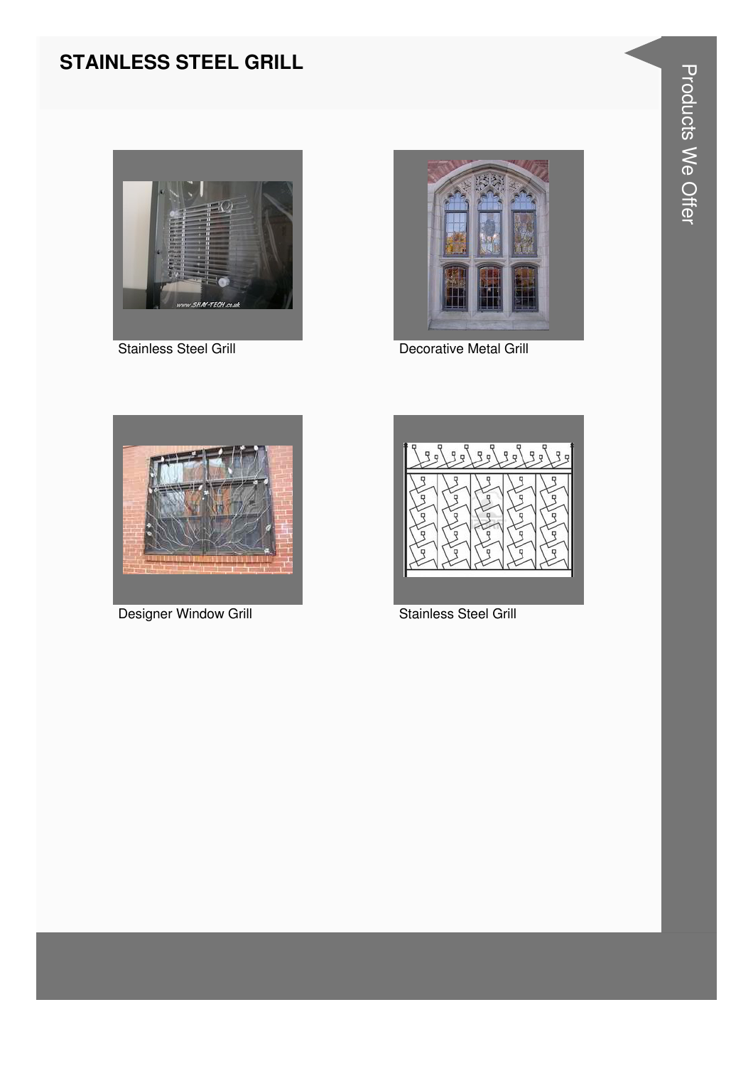# STAINLESS STEEL GRILL

Stainless Steel Grill

Decorative Metal Grill

Designer Window Grill

Stainless Steel Grill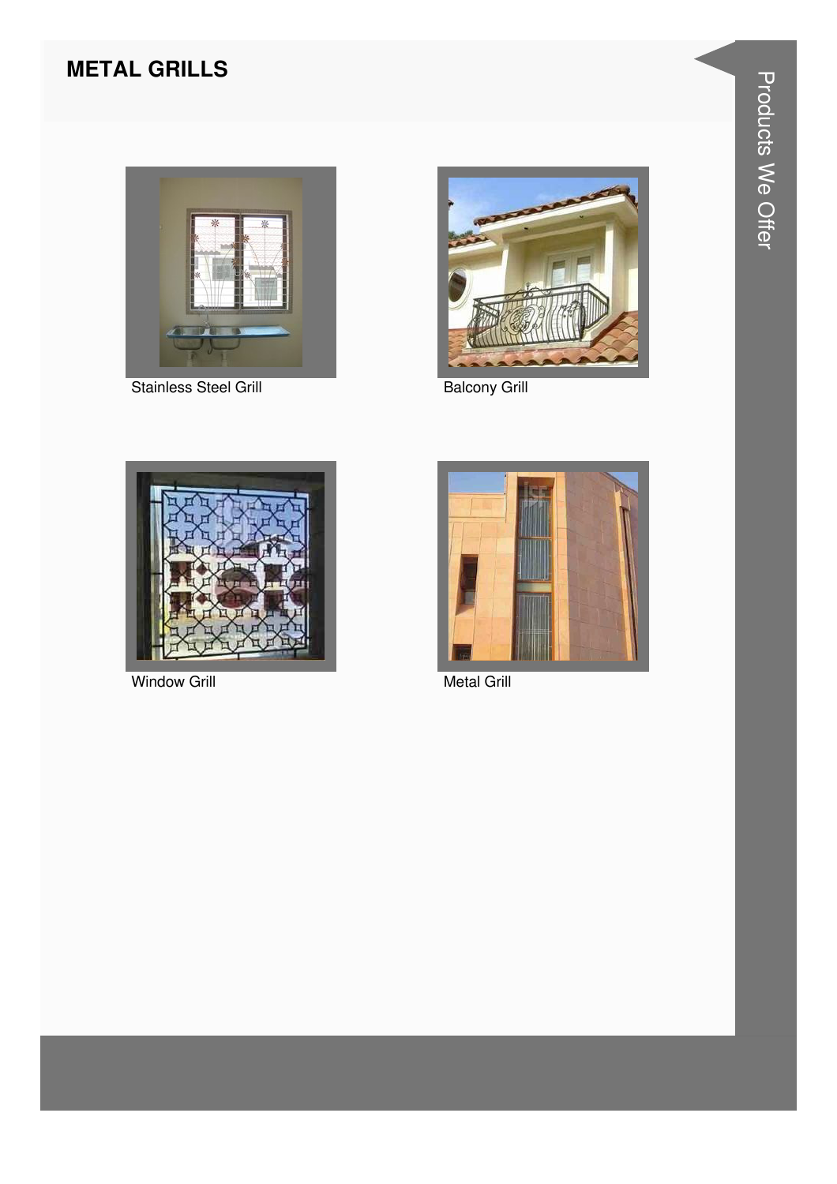# METAL GRILLS

Stainless Steel Grill

Balcony Grill

Window Grill

Metal Grill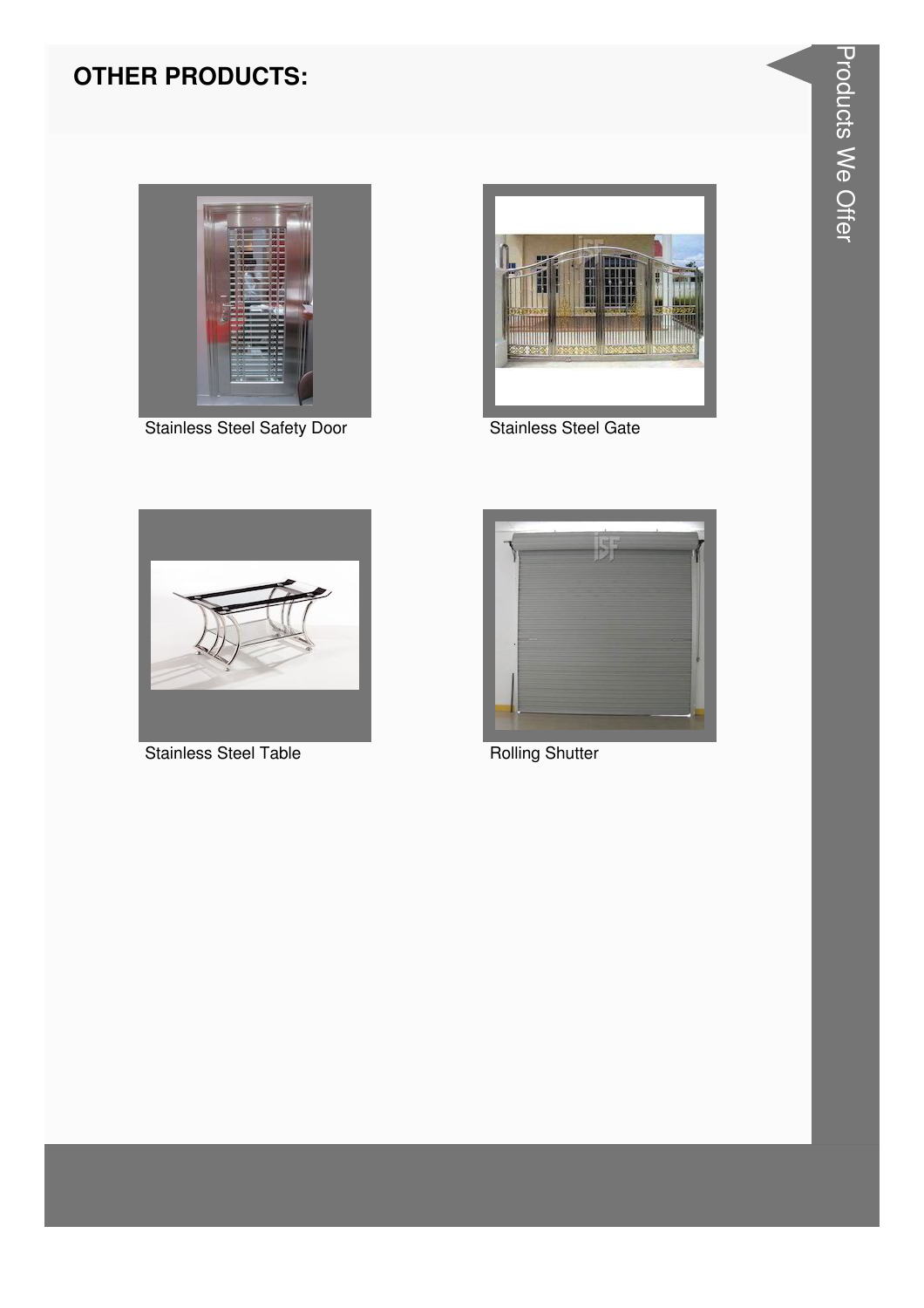## OTHER PRODUCTS:

Stainless Steel Safety Door

Stainless Steel Gate

Stainless Steel Table

Rolling Shutter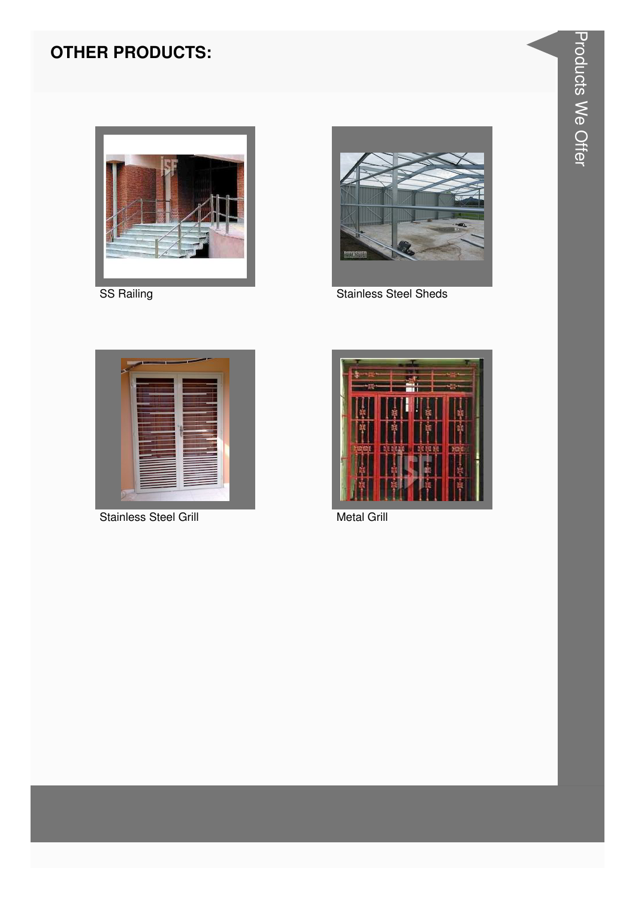## OTHER PRODUCTS:

SS Railing

Stainless Steel Sheds

Stainless Steel Grill

Metal Grill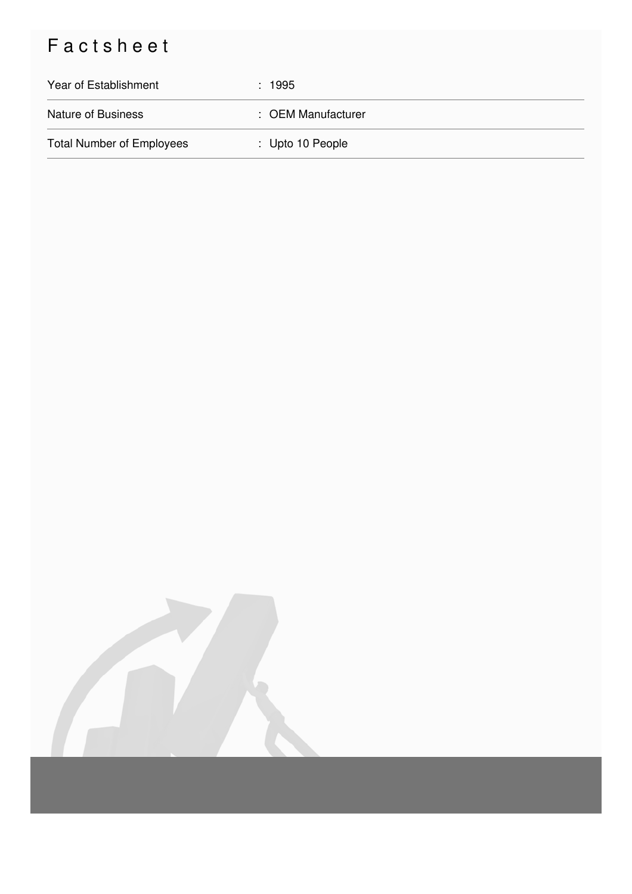# Factsheet

| | |
|---|---|
| Year of Establishment | : 1995 |
| Nature of Business | : OEM Manufacturer |
| Total Number of Employees | : Upto 10 People |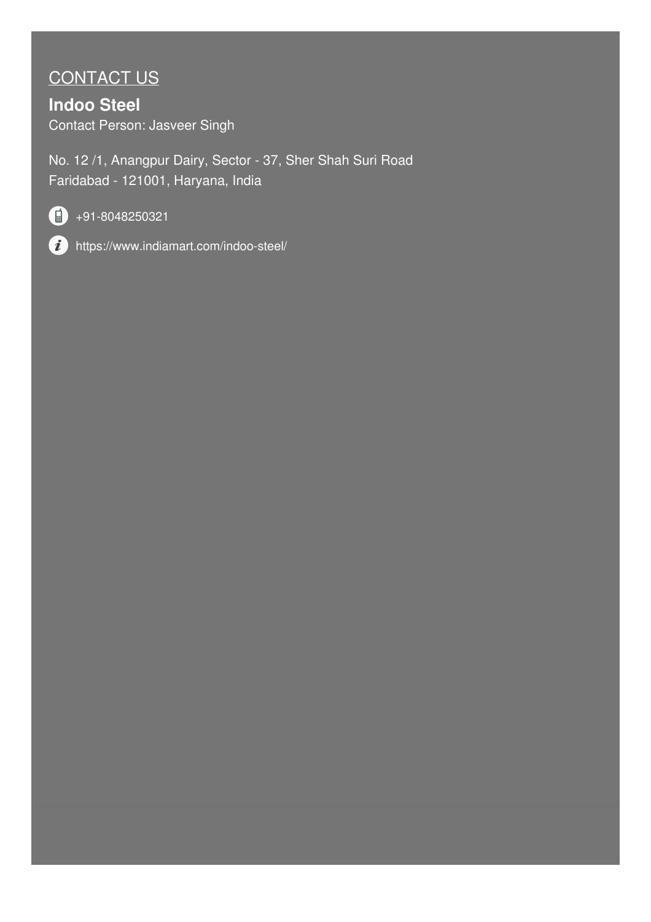## CONTACT US

### Indoo Steel

Contact Person: Jasveer Singh

No. 12 /1, Anangpur Dairy, Sector - 37, Sher Shah Suri Road
Faridabad - 121001, Haryana, India

+91-8048250321

https://www.indiamart.com/indoo-steel/